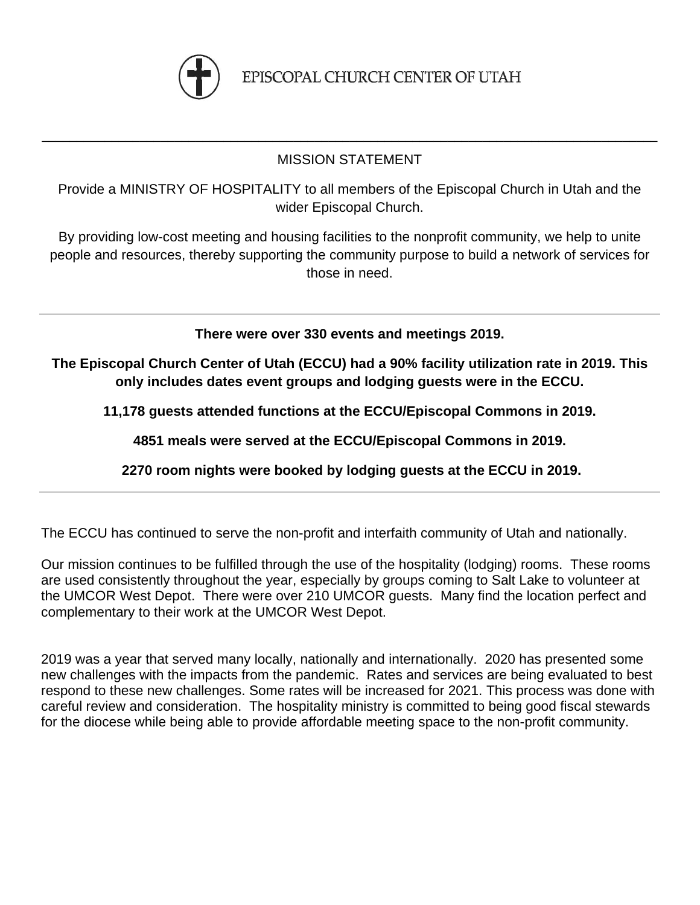# EPISCOPAL CHURCH CENTER OF UTAH

---

## MISSION STATEMENT

Provide a MINISTRY OF HOSPITALITY to all members of the Episcopal Church in Utah and the wider Episcopal Church.

By providing low-cost meeting and housing facilities to the nonprofit community, we help to unite people and resources, thereby supporting the community purpose to build a network of services for those in need.

---

**There were over 330 events and meetings 2019.**

**The Episcopal Church Center of Utah (ECCU) had a 90% facility utilization rate in 2019. This only includes dates event groups and lodging guests were in the ECCU.**

**11,178 guests attended functions at the ECCU/Episcopal Commons in 2019.**

**4851 meals were served at the ECCU/Episcopal Commons in 2019.**

**2270 room nights were booked by lodging guests at the ECCU in 2019.**

---

The ECCU has continued to serve the non-profit and interfaith community of Utah and nationally.

Our mission continues to be fulfilled through the use of the hospitality (lodging) rooms. These rooms are used consistently throughout the year, especially by groups coming to Salt Lake to volunteer at the UMCOR West Depot. There were over 210 UMCOR guests. Many find the location perfect and complementary to their work at the UMCOR West Depot.

2019 was a year that served many locally, nationally and internationally. 2020 has presented some new challenges with the impacts from the pandemic. Rates and services are being evaluated to best respond to these new challenges. Some rates will be increased for 2021. This process was done with careful review and consideration. The hospitality ministry is committed to being good fiscal stewards for the diocese while being able to provide affordable meeting space to the non-profit community.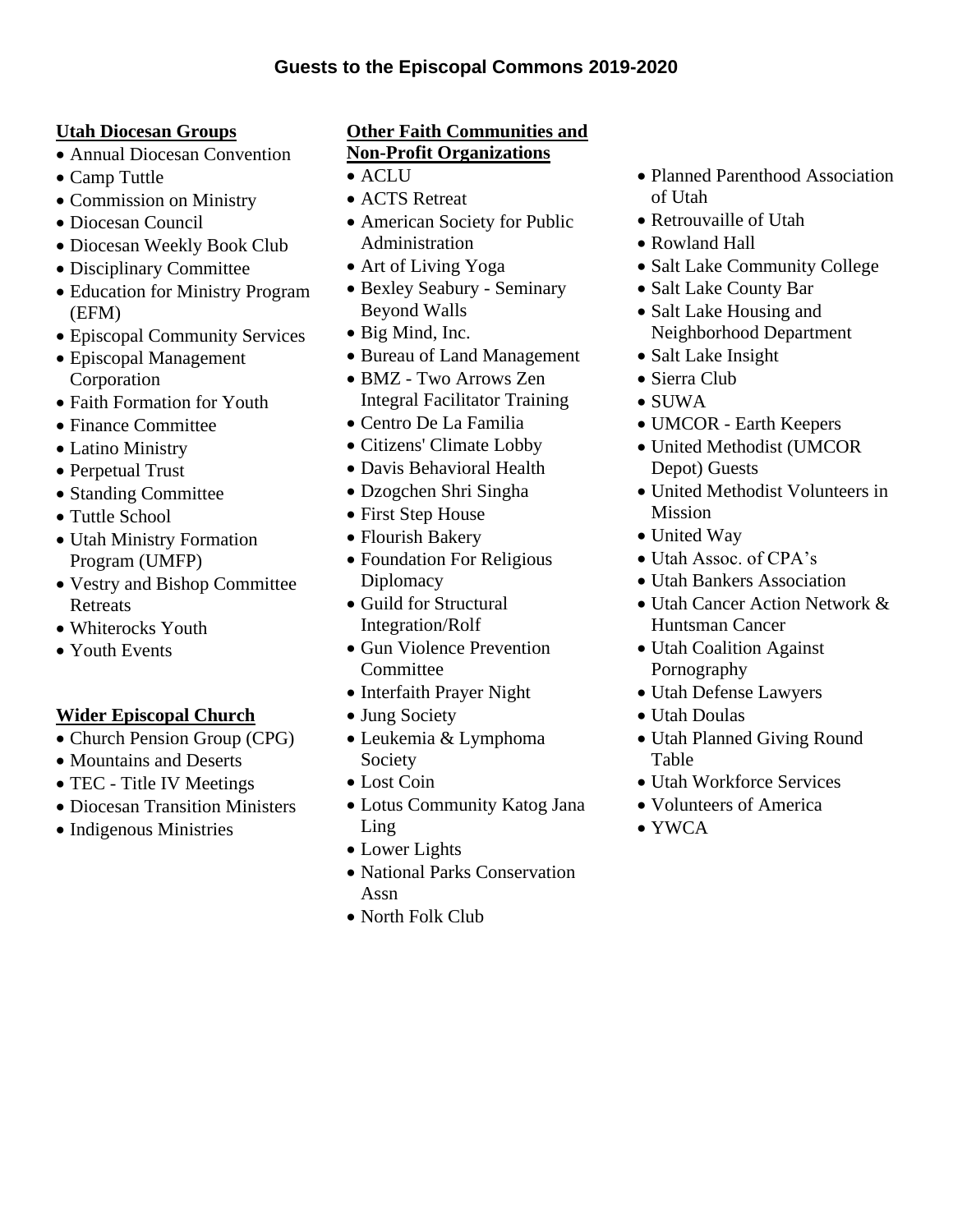# Guests to the Episcopal Commons 2019-2020

## Utah Diocesan Groups

- Annual Diocesan Convention
- Camp Tuttle
- Commission on Ministry
- Diocesan Council
- Diocesan Weekly Book Club
- Disciplinary Committee
- Education for Ministry Program (EFM)
- Episcopal Community Services
- Episcopal Management Corporation
- Faith Formation for Youth
- Finance Committee
- Latino Ministry
- Perpetual Trust
- Standing Committee
- Tuttle School
- Utah Ministry Formation Program (UMFP)
- Vestry and Bishop Committee Retreats
- Whiterocks Youth
- Youth Events

## Wider Episcopal Church

- Church Pension Group (CPG)
- Mountains and Deserts
- TEC - Title IV Meetings
- Diocesan Transition Ministers
- Indigenous Ministries

## Other Faith Communities and Non-Profit Organizations

- ACLU
- ACTS Retreat
- American Society for Public Administration
- Art of Living Yoga
- Bexley Seabury - Seminary Beyond Walls
- Big Mind, Inc.
- Bureau of Land Management
- BMZ - Two Arrows Zen Integral Facilitator Training
- Centro De La Familia
- Citizens' Climate Lobby
- Davis Behavioral Health
- Dzogchen Shri Singha
- First Step House
- Flourish Bakery
- Foundation For Religious Diplomacy
- Guild for Structural Integration/Rolf
- Gun Violence Prevention Committee
- Interfaith Prayer Night
- Jung Society
- Leukemia & Lymphoma Society
- Lost Coin
- Lotus Community Katog Jana Ling
- Lower Lights
- National Parks Conservation Assn
- North Folk Club
- Planned Parenthood Association of Utah
- Retrouvaille of Utah
- Rowland Hall
- Salt Lake Community College
- Salt Lake County Bar
- Salt Lake Housing and Neighborhood Department
- Salt Lake Insight
- Sierra Club
- SUWA
- UMCOR - Earth Keepers
- United Methodist (UMCOR Depot) Guests
- United Methodist Volunteers in Mission
- United Way
- Utah Assoc. of CPA's
- Utah Bankers Association
- Utah Cancer Action Network & Huntsman Cancer
- Utah Coalition Against Pornography
- Utah Defense Lawyers
- Utah Doulas
- Utah Planned Giving Round Table
- Utah Workforce Services
- Volunteers of America
- YWCA